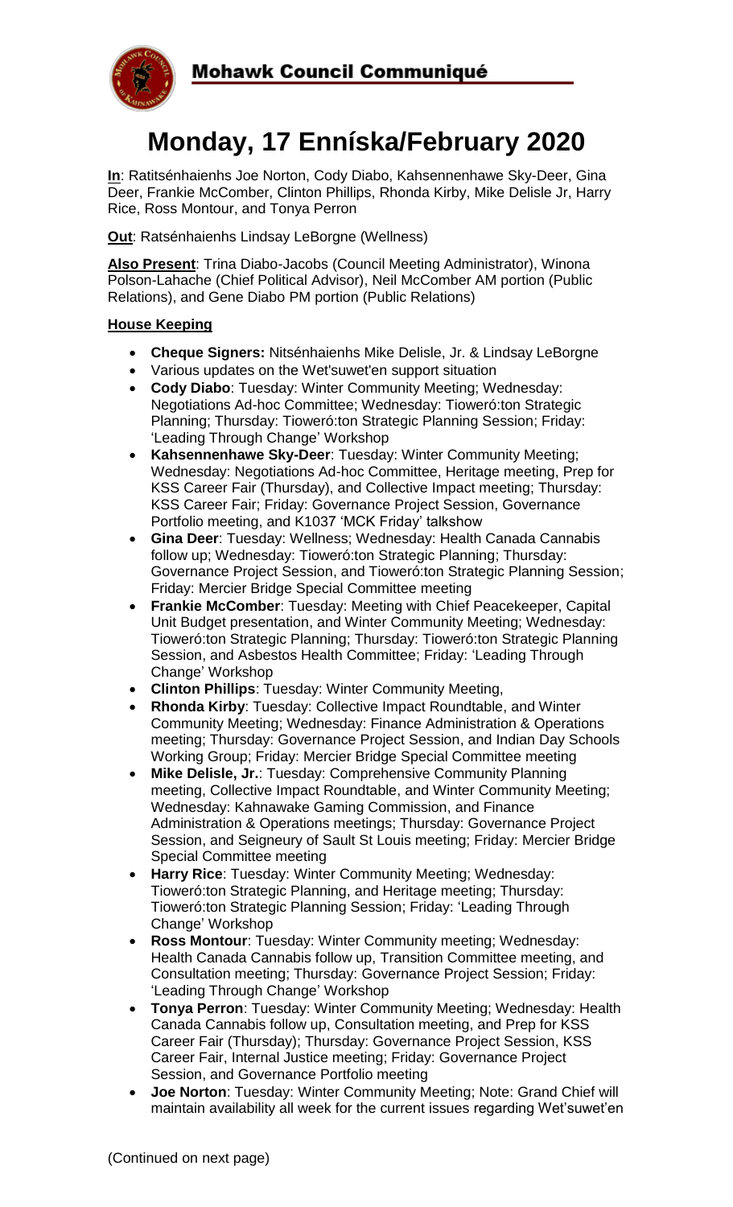# Mohawk Council Communiqué

# Monday, 17 Enníska/February 2020

**In**: Ratitsénhaienhs Joe Norton, Cody Diabo, Kahsennenhawe Sky-Deer, Gina Deer, Frankie McComber, Clinton Phillips, Rhonda Kirby, Mike Delisle Jr, Harry Rice, Ross Montour, and Tonya Perron

**Out**: Ratsénhaienhs Lindsay LeBorgne (Wellness)

**Also Present**: Trina Diabo-Jacobs (Council Meeting Administrator), Winona Polson-Lahache (Chief Political Advisor), Neil McComber AM portion (Public Relations), and Gene Diabo PM portion (Public Relations)

**House Keeping**

- **Cheque Signers:** Nitsénhaienhs Mike Delisle, Jr. & Lindsay LeBorgne
- Various updates on the Wet'suwet'en support situation
- **Cody Diabo**: Tuesday: Winter Community Meeting; Wednesday: Negotiations Ad-hoc Committee; Wednesday: Tioweró:ton Strategic Planning; Thursday: Tioweró:ton Strategic Planning Session; Friday: 'Leading Through Change' Workshop
- **Kahsennenhawe Sky-Deer**: Tuesday: Winter Community Meeting; Wednesday: Negotiations Ad-hoc Committee, Heritage meeting, Prep for KSS Career Fair (Thursday), and Collective Impact meeting; Thursday: KSS Career Fair; Friday: Governance Project Session, Governance Portfolio meeting, and K1037 'MCK Friday' talkshow
- **Gina Deer**: Tuesday: Wellness; Wednesday: Health Canada Cannabis follow up; Wednesday: Tioweró:ton Strategic Planning; Thursday: Governance Project Session, and Tioweró:ton Strategic Planning Session; Friday: Mercier Bridge Special Committee meeting
- **Frankie McComber**: Tuesday: Meeting with Chief Peacekeeper, Capital Unit Budget presentation, and Winter Community Meeting; Wednesday: Tioweró:ton Strategic Planning; Thursday: Tioweró:ton Strategic Planning Session, and Asbestos Health Committee; Friday: 'Leading Through Change' Workshop
- **Clinton Phillips**: Tuesday: Winter Community Meeting,
- **Rhonda Kirby**: Tuesday: Collective Impact Roundtable, and Winter Community Meeting; Wednesday: Finance Administration & Operations meeting; Thursday: Governance Project Session, and Indian Day Schools Working Group; Friday: Mercier Bridge Special Committee meeting
- **Mike Delisle, Jr.**: Tuesday: Comprehensive Community Planning meeting, Collective Impact Roundtable, and Winter Community Meeting; Wednesday: Kahnawake Gaming Commission, and Finance Administration & Operations meetings; Thursday: Governance Project Session, and Seigneury of Sault St Louis meeting; Friday: Mercier Bridge Special Committee meeting
- **Harry Rice**: Tuesday: Winter Community Meeting; Wednesday: Tioweró:ton Strategic Planning, and Heritage meeting; Thursday: Tioweró:ton Strategic Planning Session; Friday: 'Leading Through Change' Workshop
- **Ross Montour**: Tuesday: Winter Community meeting; Wednesday: Health Canada Cannabis follow up, Transition Committee meeting, and Consultation meeting; Thursday: Governance Project Session; Friday: 'Leading Through Change' Workshop
- **Tonya Perron**: Tuesday: Winter Community Meeting; Wednesday: Health Canada Cannabis follow up, Consultation meeting, and Prep for KSS Career Fair (Thursday); Thursday: Governance Project Session, KSS Career Fair, Internal Justice meeting; Friday: Governance Project Session, and Governance Portfolio meeting
- **Joe Norton**: Tuesday: Winter Community Meeting; Note: Grand Chief will maintain availability all week for the current issues regarding Wet'suwet'en

(Continued on next page)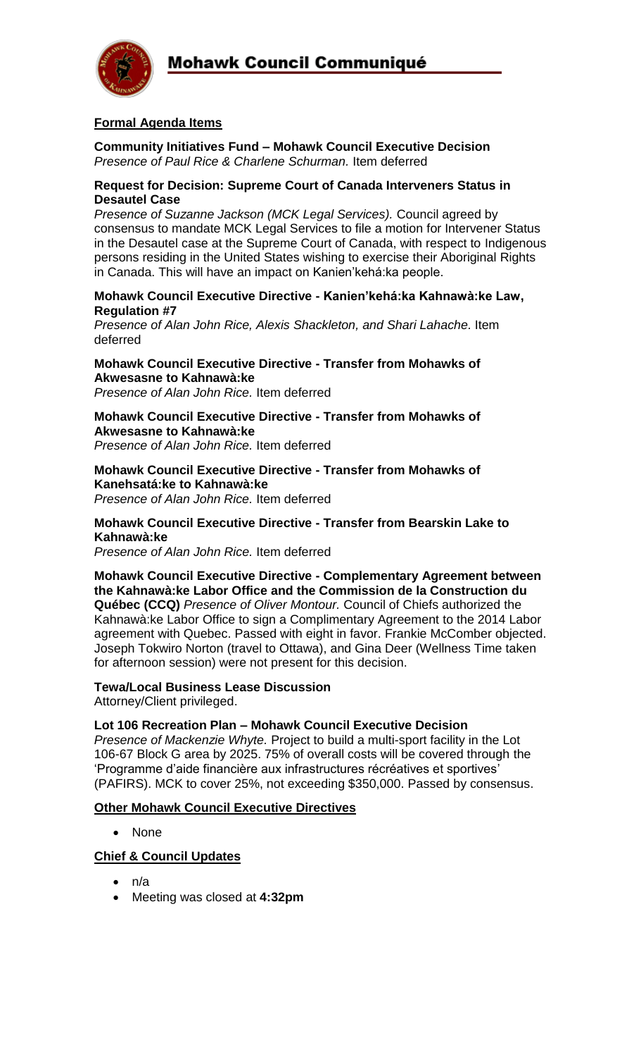## Formal Agenda Items

**Community Initiatives Fund – Mohawk Council Executive Decision**
*Presence of Paul Rice & Charlene Schurman.* Item deferred

**Request for Decision: Supreme Court of Canada Interveners Status in Desautel Case**
*Presence of Suzanne Jackson (MCK Legal Services).* Council agreed by consensus to mandate MCK Legal Services to file a motion for Intervener Status in the Desautel case at the Supreme Court of Canada, with respect to Indigenous persons residing in the United States wishing to exercise their Aboriginal Rights in Canada. This will have an impact on Kanien'kehá:ka people.

**Mohawk Council Executive Directive - Kanien'kehá:ka Kahnawà:ke Law, Regulation #7**
*Presence of Alan John Rice, Alexis Shackleton, and Shari Lahache.* Item deferred

**Mohawk Council Executive Directive - Transfer from Mohawks of Akwesasne to Kahnawà:ke**
*Presence of Alan John Rice.* Item deferred

**Mohawk Council Executive Directive - Transfer from Mohawks of Akwesasne to Kahnawà:ke**
*Presence of Alan John Rice.* Item deferred

**Mohawk Council Executive Directive - Transfer from Mohawks of Kanehsatá:ke to Kahnawà:ke**
*Presence of Alan John Rice.* Item deferred

**Mohawk Council Executive Directive - Transfer from Bearskin Lake to Kahnawà:ke**
*Presence of Alan John Rice.* Item deferred

**Mohawk Council Executive Directive - Complementary Agreement between the Kahnawà:ke Labor Office and the Commission de la Construction du Québec (CCQ)** *Presence of Oliver Montour.* Council of Chiefs authorized the Kahnawà:ke Labor Office to sign a Complimentary Agreement to the 2014 Labor agreement with Quebec. Passed with eight in favor. Frankie McComber objected. Joseph Tokwiro Norton (travel to Ottawa), and Gina Deer (Wellness Time taken for afternoon session) were not present for this decision.

**Tewa/Local Business Lease Discussion**
Attorney/Client privileged.

**Lot 106 Recreation Plan – Mohawk Council Executive Decision**
*Presence of Mackenzie Whyte.* Project to build a multi-sport facility in the Lot 106-67 Block G area by 2025. 75% of overall costs will be covered through the 'Programme d'aide financière aux infrastructures récréatives et sportives' (PAFIRS). MCK to cover 25%, not exceeding $350,000. Passed by consensus.

## Other Mohawk Council Executive Directives

- None

## Chief & Council Updates

- n/a
- Meeting was closed at **4:32pm**